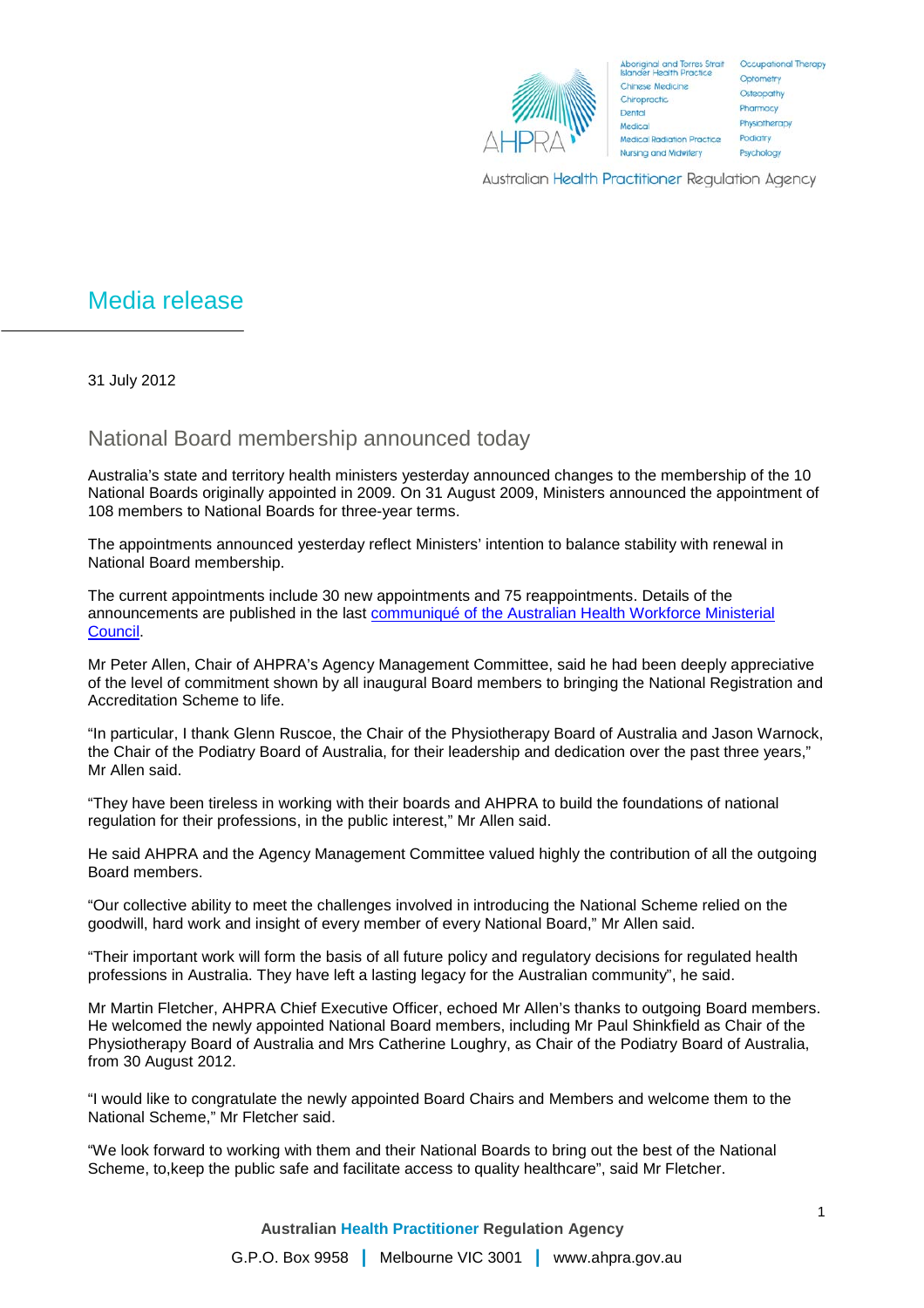# Media release

31 July 2012

## National Board membership announced today

Australia's state and territory health ministers yesterday announced changes to the membership of the 10 National Boards originally appointed in 2009. On 31 August 2009, Ministers announced the appointment of 108 members to National Boards for three-year terms.

The appointments announced yesterday reflect Ministers' intention to balance stability with renewal in National Board membership.

The current appointments include 30 new appointments and 75 reappointments. Details of the announcements are published in the last [communiqué of the Australian Health Workforce Ministerial Council](#).

Mr Peter Allen, Chair of AHPRA's Agency Management Committee, said he had been deeply appreciative of the level of commitment shown by all inaugural Board members to bringing the National Registration and Accreditation Scheme to life.

"In particular, I thank Glenn Ruscoe, the Chair of the Physiotherapy Board of Australia and Jason Warnock, the Chair of the Podiatry Board of Australia, for their leadership and dedication over the past three years," Mr Allen said.

"They have been tireless in working with their boards and AHPRA to build the foundations of national regulation for their professions, in the public interest," Mr Allen said.

He said AHPRA and the Agency Management Committee valued highly the contribution of all the outgoing Board members.

"Our collective ability to meet the challenges involved in introducing the National Scheme relied on the goodwill, hard work and insight of every member of every National Board," Mr Allen said.

"Their important work will form the basis of all future policy and regulatory decisions for regulated health professions in Australia. They have left a lasting legacy for the Australian community", he said.

Mr Martin Fletcher, AHPRA Chief Executive Officer, echoed Mr Allen's thanks to outgoing Board members. He welcomed the newly appointed National Board members, including Mr Paul Shinkfield as Chair of the Physiotherapy Board of Australia and Mrs Catherine Loughry, as Chair of the Podiatry Board of Australia, from 30 August 2012.

"I would like to congratulate the newly appointed Board Chairs and Members and welcome them to the National Scheme," Mr Fletcher said.

"We look forward to working with them and their National Boards to bring out the best of the National Scheme, to,keep the public safe and facilitate access to quality healthcare", said Mr Fletcher.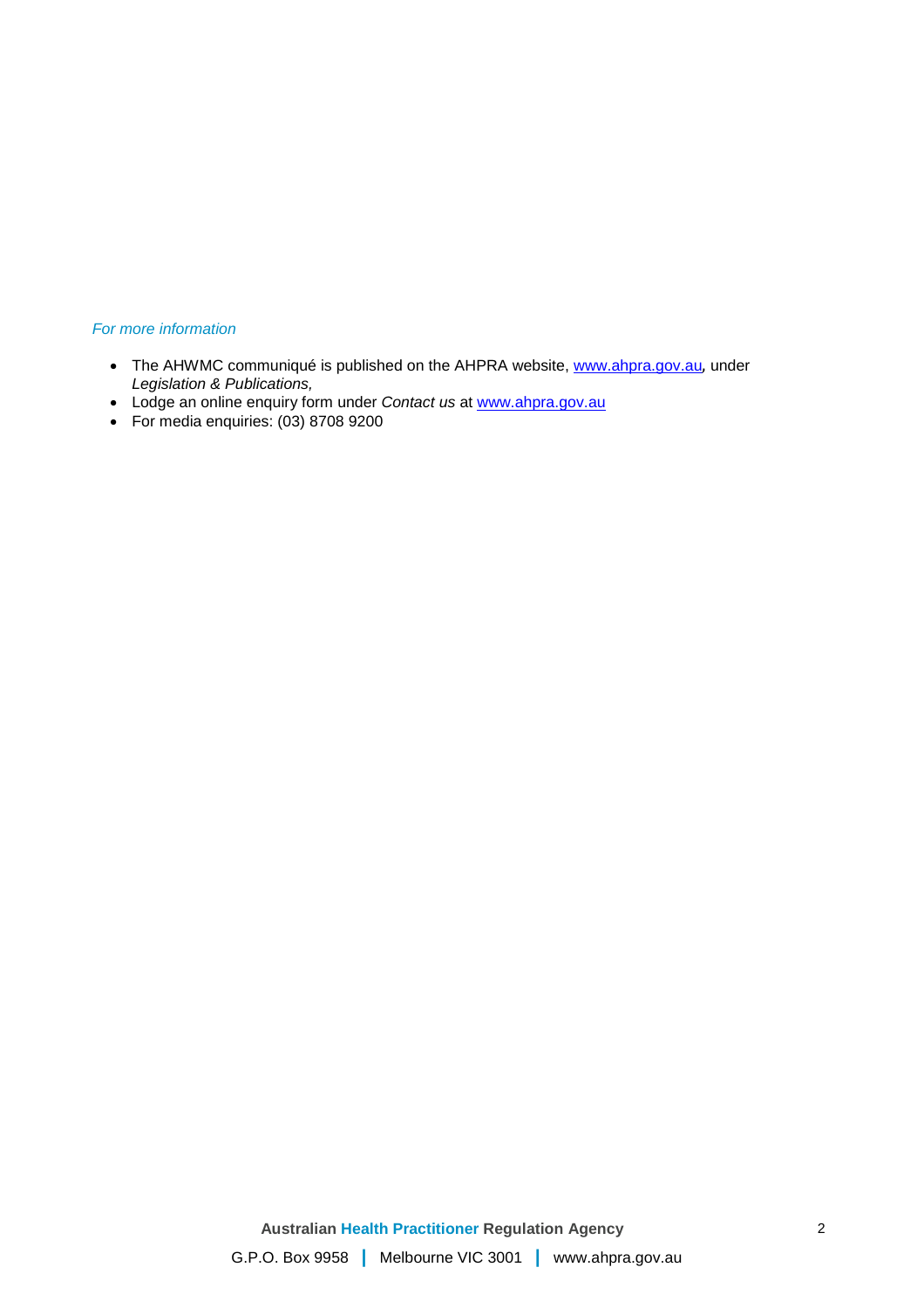*For more information*

- The AHWMC communiqué is published on the AHPRA website, www.ahpra.gov.au, under *Legislation & Publications,*
- Lodge an online enquiry form under *Contact us* at www.ahpra.gov.au
- For media enquiries: (03) 8708 9200